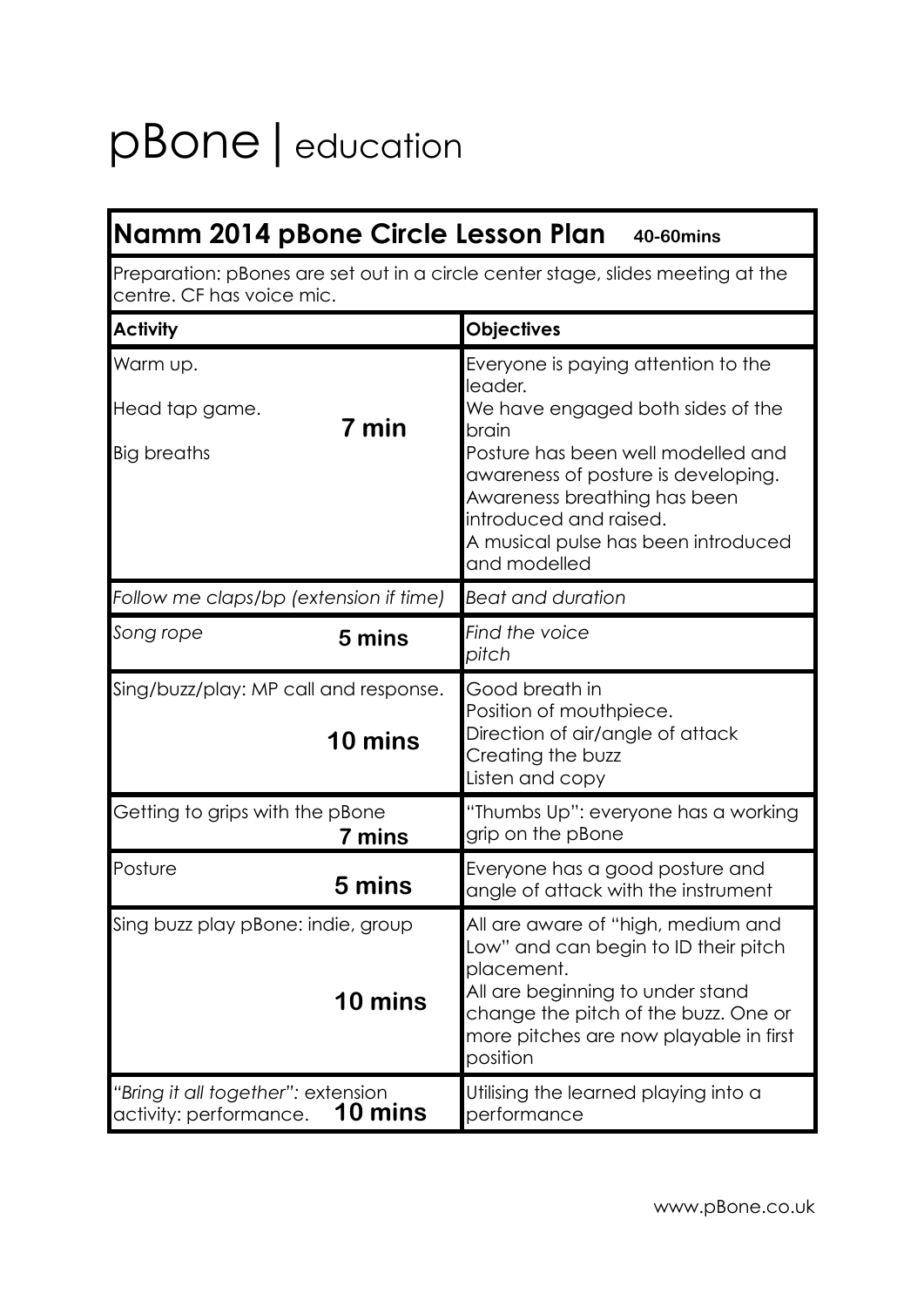# pBone | education

## Namm 2014 pBone Circle Lesson Plan **40-60mins**

Preparation: pBones are set out in a circle center stage, slides meeting at the centre. CF has voice mic.

| Activity | Objectives |
|---|---|
| Warm up.<br>Head tap game. **7 min**<br>Big breaths | Everyone is paying attention to the leader.<br>We have engaged both sides of the brain<br>Posture has been well modelled and awareness of posture is developing.<br>Awareness breathing has been introduced and raised.<br>A musical pulse has been introduced and modelled |
| *Follow me claps/bp (extension if time)* | *Beat and duration* |
| *Song rope* **5 mins** | *Find the voice*<br>*pitch* |
| Sing/buzz/play: MP call and response. **10 mins** | Good breath in<br>Position of mouthpiece.<br>Direction of air/angle of attack<br>Creating the buzz<br>Listen and copy |
| Getting to grips with the pBone **7 mins** | "Thumbs Up": everyone has a working grip on the pBone |
| Posture **5 mins** | Everyone has a good posture and angle of attack with the instrument |
| Sing buzz play pBone: indie, group **10 mins** | All are aware of "high, medium and Low" and can begin to ID their pitch placement.<br>All are beginning to under stand change the pitch of the buzz. One or more pitches are now playable in first position |
| *"Bring it all together": extension activity: performance.* **10 mins** | Utilising the learned playing into a performance |

www.pBone.co.uk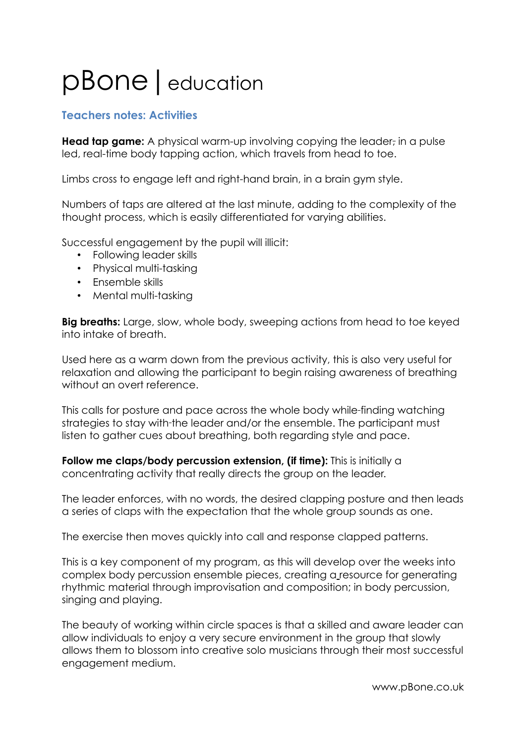# pBone | education

### Teachers notes: Activities

**Head tap game:** A physical warm-up involving copying the leader, in a pulse led, real-time body tapping action, which travels from head to toe.

Limbs cross to engage left and right-hand brain, in a brain gym style.

Numbers of taps are altered at the last minute, adding to the complexity of the thought process, which is easily differentiated for varying abilities.

Successful engagement by the pupil will illicit:

- Following leader skills
- Physical multi-tasking
- Ensemble skills
- Mental multi-tasking

**Big breaths:** Large, slow, whole body, sweeping actions from head to toe keyed into intake of breath.

Used here as a warm down from the previous activity, this is also very useful for relaxation and allowing the participant to begin raising awareness of breathing without an overt reference.

This calls for posture and pace across the whole body while-finding watching strategies to stay with-the leader and/or the ensemble. The participant must listen to gather cues about breathing, both regarding style and pace.

**Follow me claps/body percussion extension, (if time):** This is initially a concentrating activity that really directs the group on the leader.

The leader enforces, with no words, the desired clapping posture and then leads a series of claps with the expectation that the whole group sounds as one.

The exercise then moves quickly into call and response clapped patterns.

This is a key component of my program, as this will develop over the weeks into complex body percussion ensemble pieces, creating a resource for generating rhythmic material through improvisation and composition; in body percussion, singing and playing.

The beauty of working within circle spaces is that a skilled and aware leader can allow individuals to enjoy a very secure environment in the group that slowly allows them to blossom into creative solo musicians through their most successful engagement medium.

www.pBone.co.uk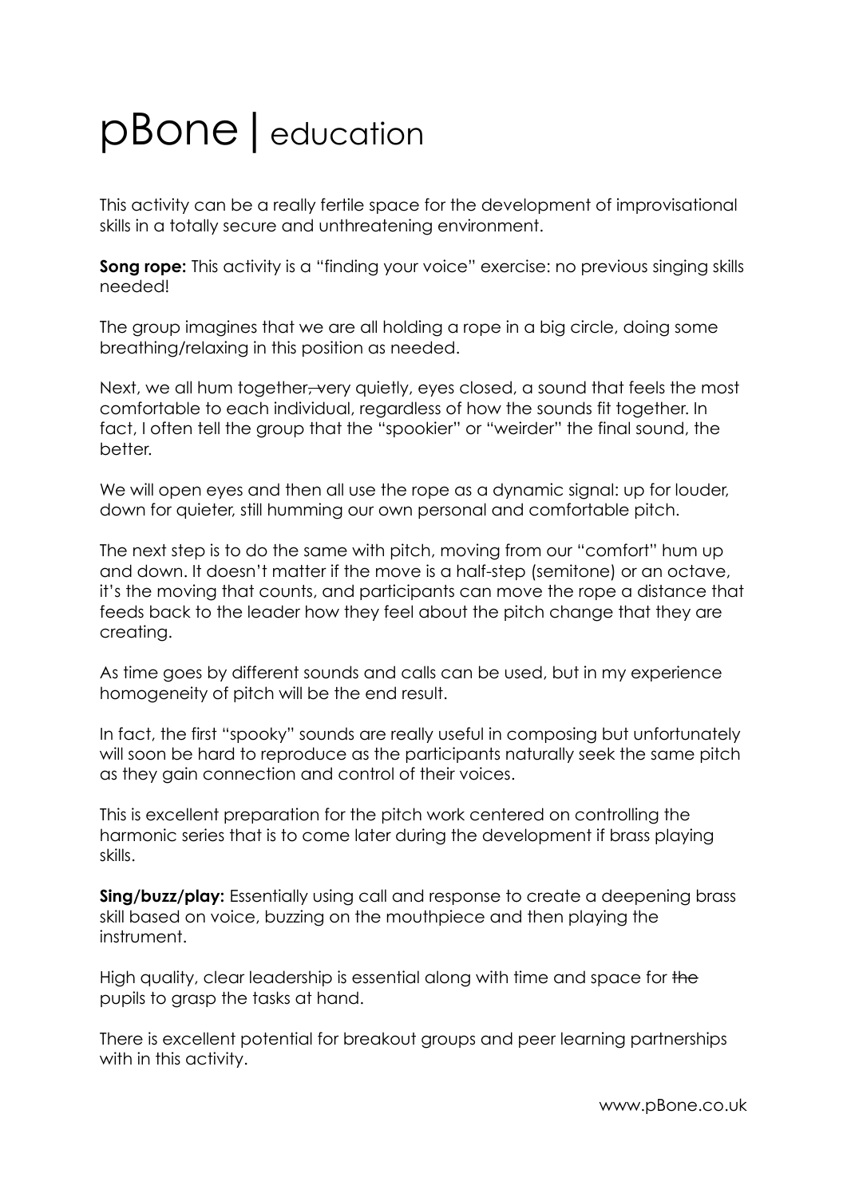This activity can be a really fertile space for the development of improvisational skills in a totally secure and unthreatening environment.

**Song rope:** This activity is a "finding your voice" exercise: no previous singing skills needed!

The group imagines that we are all holding a rope in a big circle, doing some breathing/relaxing in this position as needed.

Next, we all hum together~~,~~ very quietly, eyes closed, a sound that feels the most comfortable to each individual, regardless of how the sounds fit together. In fact, I often tell the group that the "spookier" or "weirder" the final sound, the better.

We will open eyes and then all use the rope as a dynamic signal: up for louder, down for quieter, still humming our own personal and comfortable pitch.

The next step is to do the same with pitch, moving from our "comfort" hum up and down. It doesn't matter if the move is a half-step (semitone) or an octave, it's the moving that counts, and participants can move the rope a distance that feeds back to the leader how they feel about the pitch change that they are creating.

As time goes by different sounds and calls can be used, but in my experience homogeneity of pitch will be the end result.

In fact, the first "spooky" sounds are really useful in composing but unfortunately will soon be hard to reproduce as the participants naturally seek the same pitch as they gain connection and control of their voices.

This is excellent preparation for the pitch work centered on controlling the harmonic series that is to come later during the development if brass playing skills.

**Sing/buzz/play:** Essentially using call and response to create a deepening brass skill based on voice, buzzing on the mouthpiece and then playing the instrument.

High quality, clear leadership is essential along with time and space for ~~the~~ pupils to grasp the tasks at hand.

There is excellent potential for breakout groups and peer learning partnerships with in this activity.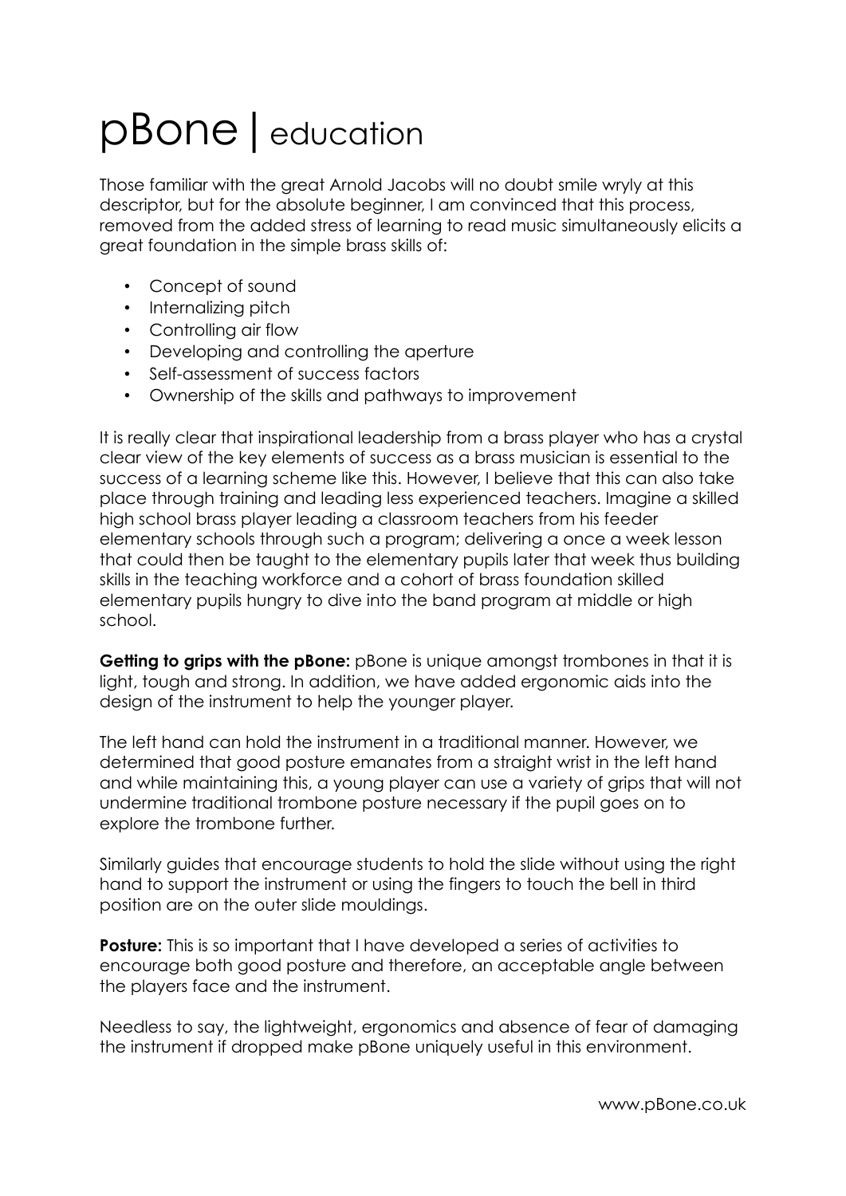# pBone | education

Those familiar with the great Arnold Jacobs will no doubt smile wryly at this descriptor, but for the absolute beginner, I am convinced that this process, removed from the added stress of learning to read music simultaneously elicits a great foundation in the simple brass skills of:

- Concept of sound
- Internalizing pitch
- Controlling air flow
- Developing and controlling the aperture
- Self-assessment of success factors
- Ownership of the skills and pathways to improvement

It is really clear that inspirational leadership from a brass player who has a crystal clear view of the key elements of success as a brass musician is essential to the success of a learning scheme like this. However, I believe that this can also take place through training and leading less experienced teachers. Imagine a skilled high school brass player leading a classroom teachers from his feeder elementary schools through such a program; delivering a once a week lesson that could then be taught to the elementary pupils later that week thus building skills in the teaching workforce and a cohort of brass foundation skilled elementary pupils hungry to dive into the band program at middle or high school.

**Getting to grips with the pBone:** pBone is unique amongst trombones in that it is light, tough and strong. In addition, we have added ergonomic aids into the design of the instrument to help the younger player.

The left hand can hold the instrument in a traditional manner. However, we determined that good posture emanates from a straight wrist in the left hand and while maintaining this, a young player can use a variety of grips that will not undermine traditional trombone posture necessary if the pupil goes on to explore the trombone further.

Similarly guides that encourage students to hold the slide without using the right hand to support the instrument or using the fingers to touch the bell in third position are on the outer slide mouldings.

**Posture:** This is so important that I have developed a series of activities to encourage both good posture and therefore, an acceptable angle between the players face and the instrument.

Needless to say, the lightweight, ergonomics and absence of fear of damaging the instrument if dropped make pBone uniquely useful in this environment.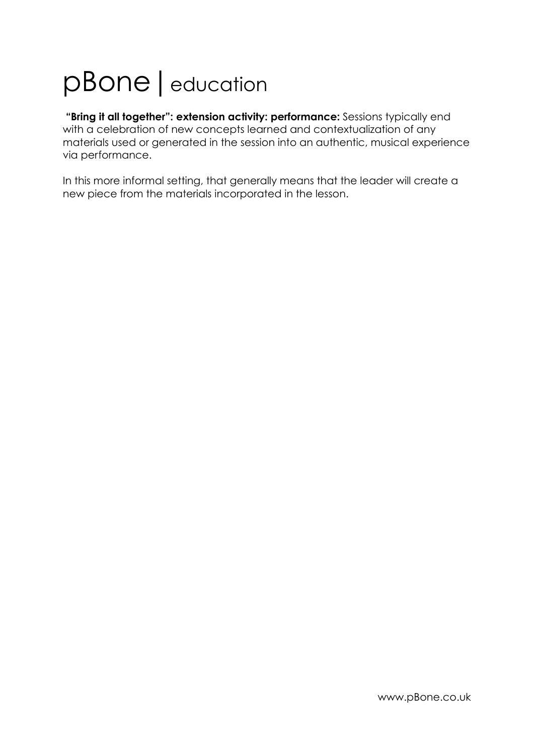**"Bring it all together": extension activity: performance:** Sessions typically end with a celebration of new concepts learned and contextualization of any materials used or generated in the session into an authentic, musical experience via performance.

In this more informal setting, that generally means that the leader will create a new piece from the materials incorporated in the lesson.